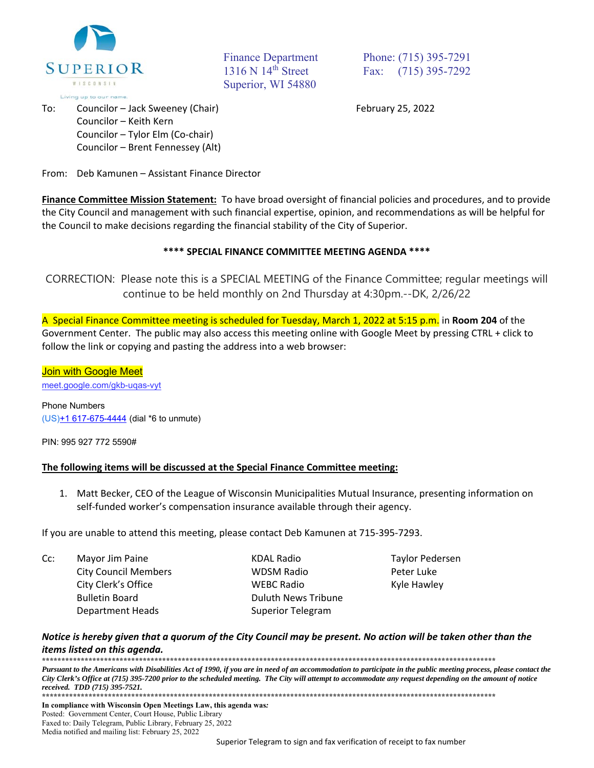SUPERIOR
WISCONSIN
Living up to our name.

Finance Department
1316 N 14th Street
Superior, WI 54880

Phone: (715) 395-7291
Fax: (715) 395-7292

To: Councilor – Jack Sweeney (Chair)
Councilor – Keith Kern
Councilor – Tylor Elm (Co-chair)
Councilor – Brent Fennessey (Alt)

February 25, 2022

From: Deb Kamunen – Assistant Finance Director

**Finance Committee Mission Statement:** To have broad oversight of financial policies and procedures, and to provide the City Council and management with such financial expertise, opinion, and recommendations as will be helpful for the Council to make decisions regarding the financial stability of the City of Superior.

**\*\*\*\* SPECIAL FINANCE COMMITTEE MEETING AGENDA \*\*\*\***

CORRECTION: Please note this is a SPECIAL MEETING of the Finance Committee; regular meetings will continue to be held monthly on 2nd Thursday at 4:30pm.--DK, 2/26/22

A Special Finance Committee meeting is scheduled for Tuesday, March 1, 2022 at 5:15 p.m. in **Room 204** of the Government Center. The public may also access this meeting online with Google Meet by pressing CTRL + click to follow the link or copying and pasting the address into a web browser:

Join with Google Meet
meet.google.com/gkb-uqas-vyt

Phone Numbers
(US)+1 617-675-4444 (dial *6 to unmute)

PIN: 995 927 772 5590#

**The following items will be discussed at the Special Finance Committee meeting:**

1. Matt Becker, CEO of the League of Wisconsin Municipalities Mutual Insurance, presenting information on self-funded worker's compensation insurance available through their agency.

If you are unable to attend this meeting, please contact Deb Kamunen at 715-395-7293.

Cc: Mayor Jim Paine
City Council Members
City Clerk's Office
Bulletin Board
Department Heads
KDAL Radio
WDSM Radio
WEBC Radio
Duluth News Tribune
Superior Telegram
Taylor Pedersen
Peter Luke
Kyle Hawley

***Notice is hereby given that a quorum of the City Council may be present. No action will be taken other than the items listed on this agenda.***

\*\*\*\*\*\*\*\*\*\*\*\*\*\*\*\*\*\*\*\*\*\*\*\*\*\*\*\*\*\*\*\*\*\*\*\*\*\*\*\*\*\*\*\*\*\*\*\*\*\*\*\*\*\*\*\*\*\*\*\*\*\*\*\*\*\*\*\*\*\*\*\*\*\*\*\*\*\*

***Pursuant to the Americans with Disabilities Act of 1990, if you are in need of an accommodation to participate in the public meeting process, please contact the City Clerk's Office at (715) 395-7200 prior to the scheduled meeting. The City will attempt to accommodate any request depending on the amount of notice received. TDD (715) 395-7521.***

\*\*\*\*\*\*\*\*\*\*\*\*\*\*\*\*\*\*\*\*\*\*\*\*\*\*\*\*\*\*\*\*\*\*\*\*\*\*\*\*\*\*\*\*\*\*\*\*\*\*\*\*\*\*\*\*\*\*\*\*\*\*\*\*\*\*\*\*\*\*\*\*\*\*\*\*\*\*

**In compliance with Wisconsin Open Meetings Law, this agenda was*:***
Posted: Government Center, Court House, Public Library
Faxed to: Daily Telegram, Public Library, February 25, 2022
Media notified and mailing list: February 25, 2022

Superior Telegram to sign and fax verification of receipt to fax number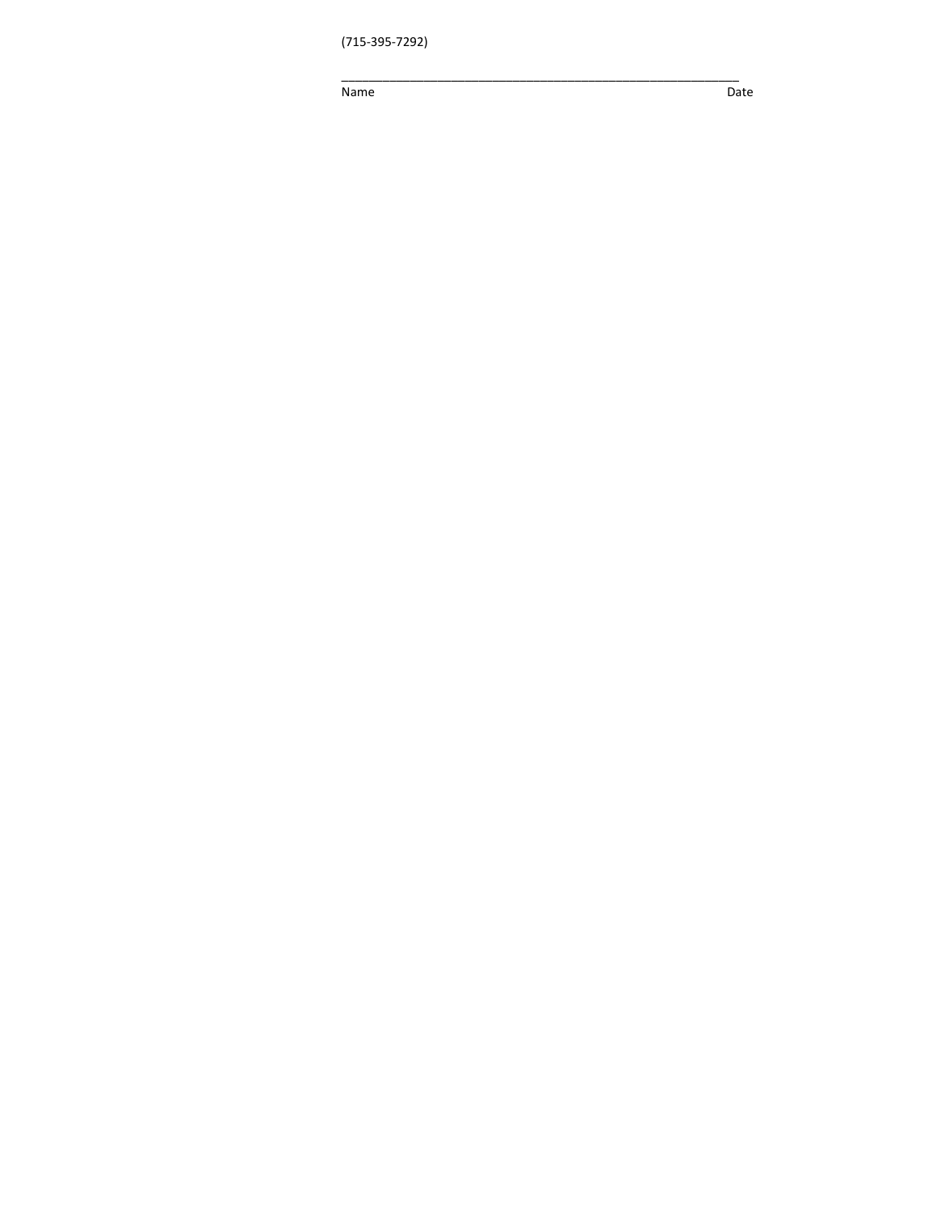(715-395-7292)

\_\_\_\_\_\_\_\_\_\_\_\_\_\_\_\_\_\_\_\_\_\_\_\_\_\_\_\_\_\_\_\_\_\_\_\_\_\_\_\_\_\_\_\_\_\_\_\_\_\_\_\_\_\_\_\_\_\_\_\_

Name Date